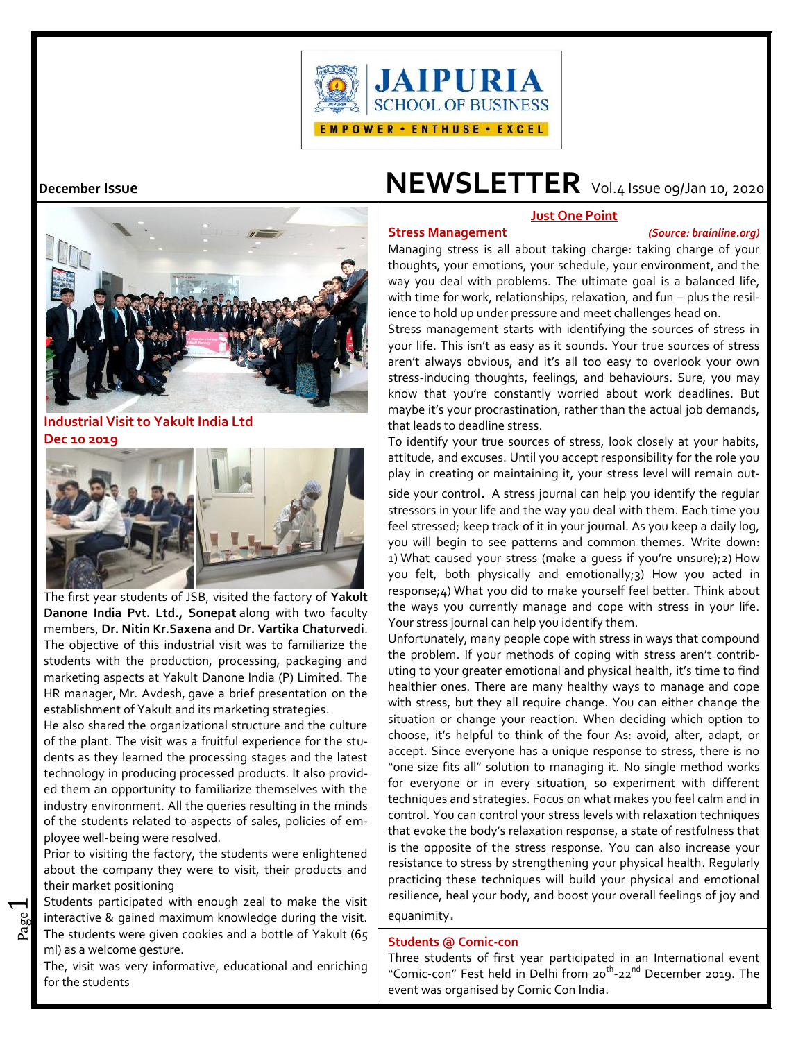JAIPURIA SCHOOL OF BUSINESS

EMPOWER • ENTHUSE • EXCEL

**December Issue**

# NEWSLETTER Vol.4 Issue 09/Jan 10, 2020

## Industrial Visit to Yakult India Ltd
**Dec 10 2019**

The first year students of JSB, visited the factory of **Yakult Danone India Pvt. Ltd., Sonepat** along with two faculty members, **Dr. Nitin Kr.Saxena** and **Dr. Vartika Chaturvedi**. The objective of this industrial visit was to familiarize the students with the production, processing, packaging and marketing aspects at Yakult Danone India (P) Limited. The HR manager, Mr. Avdesh, gave a brief presentation on the establishment of Yakult and its marketing strategies.

He also shared the organizational structure and the culture of the plant. The visit was a fruitful experience for the students as they learned the processing stages and the latest technology in producing processed products. It also provided them an opportunity to familiarize themselves with the industry environment. All the queries resulting in the minds of the students related to aspects of sales, policies of employee well-being were resolved.

Prior to visiting the factory, the students were enlightened about the company they were to visit, their products and their market positioning

Students participated with enough zeal to make the visit interactive & gained maximum knowledge during the visit. The students were given cookies and a bottle of Yakult (65 ml) as a welcome gesture.

The, visit was very informative, educational and enriching for the students

## Just One Point

### Stress Management *(Source: brainline.org)*

Managing stress is all about taking charge: taking charge of your thoughts, your emotions, your schedule, your environment, and the way you deal with problems. The ultimate goal is a balanced life, with time for work, relationships, relaxation, and fun – plus the resilience to hold up under pressure and meet challenges head on.

Stress management starts with identifying the sources of stress in your life. This isn't as easy as it sounds. Your true sources of stress aren't always obvious, and it's all too easy to overlook your own stress-inducing thoughts, feelings, and behaviours. Sure, you may know that you're constantly worried about work deadlines. But maybe it's your procrastination, rather than the actual job demands, that leads to deadline stress.

To identify your true sources of stress, look closely at your habits, attitude, and excuses. Until you accept responsibility for the role you play in creating or maintaining it, your stress level will remain outside your control. A stress journal can help you identify the regular stressors in your life and the way you deal with them. Each time you feel stressed; keep track of it in your journal. As you keep a daily log, you will begin to see patterns and common themes. Write down: 1) What caused your stress (make a guess if you're unsure);2) How you felt, both physically and emotionally;3) How you acted in response;4) What you did to make yourself feel better. Think about the ways you currently manage and cope with stress in your life. Your stress journal can help you identify them.

Unfortunately, many people cope with stress in ways that compound the problem. If your methods of coping with stress aren't contributing to your greater emotional and physical health, it's time to find healthier ones. There are many healthy ways to manage and cope with stress, but they all require change. You can either change the situation or change your reaction. When deciding which option to choose, it's helpful to think of the four As: avoid, alter, adapt, or accept. Since everyone has a unique response to stress, there is no "one size fits all" solution to managing it. No single method works for everyone or in every situation, so experiment with different techniques and strategies. Focus on what makes you feel calm and in control. You can control your stress levels with relaxation techniques that evoke the body's relaxation response, a state of restfulness that is the opposite of the stress response. You can also increase your resistance to stress by strengthening your physical health. Regularly practicing these techniques will build your physical and emotional resilience, heal your body, and boost your overall feelings of joy and equanimity.

## Students @ Comic-con

Three students of first year participated in an International event "Comic-con" Fest held in Delhi from 20th-22nd December 2019. The event was organised by Comic Con India.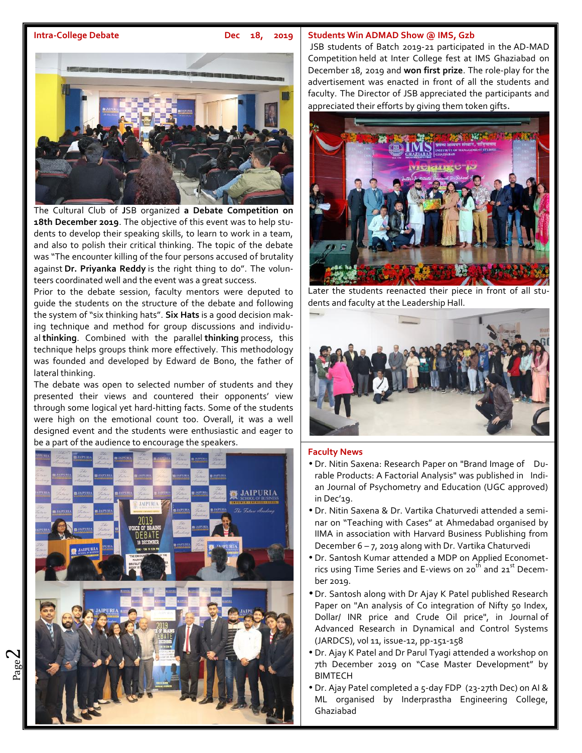## Intra-College Debate

**Dec 18, 2019**

The Cultural Club of JSB organized **a Debate Competition on 18th December 2019**. The objective of this event was to help students to develop their speaking skills, to learn to work in a team, and also to polish their critical thinking. The topic of the debate was "The encounter killing of the four persons accused of brutality against **Dr. Priyanka Reddy** is the right thing to do". The volunteers coordinated well and the event was a great success.

Prior to the debate session, faculty mentors were deputed to guide the students on the structure of the debate and following the system of "six thinking hats". **Six Hats** is a good decision making technique and method for group discussions and individual **thinking**. Combined with the parallel **thinking** process, this technique helps groups think more effectively. This methodology was founded and developed by Edward de Bono, the father of lateral thinking.

The debate was open to selected number of students and they presented their views and countered their opponents' view through some logical yet hard-hitting facts. Some of the students were high on the emotional count too. Overall, it was a well designed event and the students were enthusiastic and eager to be a part of the audience to encourage the speakers.

## Students Win ADMAD Show @ IMS, Gzb

JSB students of Batch 2019-21 participated in the AD-MAD Competition held at Inter College fest at IMS Ghaziabad on December 18, 2019 and **won first prize**. The role-play for the advertisement was enacted in front of all the students and faculty. The Director of JSB appreciated the participants and appreciated their efforts by giving them token gifts.

Later the students reenacted their piece in front of all students and faculty at the Leadership Hall.

## Faculty News

- Dr. Nitin Saxena: Research Paper on "Brand Image of Durable Products: A Factorial Analysis" was published in Indian Journal of Psychometry and Education (UGC approved) in Dec'19.
- Dr. Nitin Saxena & Dr. Vartika Chaturvedi attended a seminar on "Teaching with Cases" at Ahmedabad organised by IIMA in association with Harvard Business Publishing from December 6 – 7, 2019 along with Dr. Vartika Chaturvedi
- Dr. Santosh Kumar attended a MDP on Applied Econometrics using Time Series and E-views on 20th and 21st December 2019.
- Dr. Santosh along with Dr Ajay K Patel published Research Paper on "An analysis of Co integration of Nifty 50 Index, Dollar/ INR price and Crude Oil price", in Journal of Advanced Research in Dynamical and Control Systems (JARDCS), vol 11, issue-12, pp-151-158
- Dr. Ajay K Patel and Dr Parul Tyagi attended a workshop on 7th December 2019 on "Case Master Development" by BIMTECH
- Dr. Ajay Patel completed a 5-day FDP (23-27th Dec) on AI & ML organised by Inderprastha Engineering College, Ghaziabad